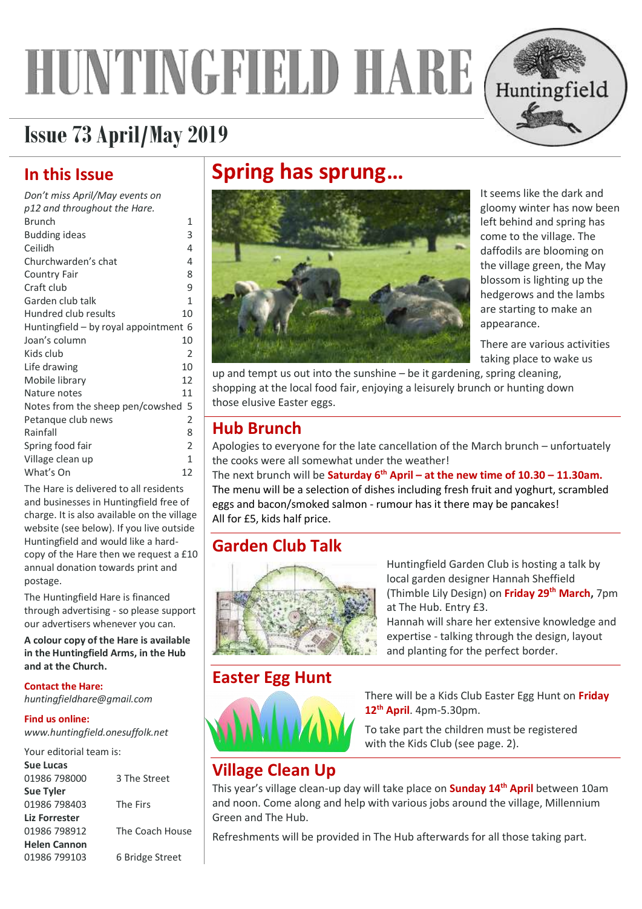# HUNTINGFIELD HARE

## Issue 73 April/May 2019

## In this Issue

*Don't miss April/May events on p12 and throughout the Hare.*

| | |
|---|---|
| Brunch | 1 |
| Budding ideas | 3 |
| Ceilidh | 4 |
| Churchwarden's chat | 4 |
| Country Fair | 8 |
| Craft club | 9 |
| Garden club talk | 1 |
| Hundred club results | 10 |
| Huntingfield – by royal appointment | 6 |
| Joan's column | 10 |
| Kids club | 2 |
| Life drawing | 10 |
| Mobile library | 12 |
| Nature notes | 11 |
| Notes from the sheep pen/cowshed | 5 |
| Petanque club news | 2 |
| Rainfall | 8 |
| Spring food fair | 2 |
| Village clean up | 1 |
| What's On | 12 |

The Hare is delivered to all residents and businesses in Huntingfield free of charge. It is also available on the village website (see below). If you live outside Huntingfield and would like a hard-copy of the Hare then we request a £10 annual donation towards print and postage.

The Huntingfield Hare is financed through advertising - so please support our advertisers whenever you can.

**A colour copy of the Hare is available in the Huntingfield Arms, in the Hub and at the Church.**

**Contact the Hare:**
*huntingfieldhare@gmail.com*

**Find us online:**
*www.huntingfield.onesuffolk.net*

Your editorial team is:

**Sue Lucas**
01986 798000 3 The Street

**Sue Tyler**
01986 798403 The Firs

**Liz Forrester**
01986 798912 The Coach House

**Helen Cannon**
01986 799103 6 Bridge Street

## Spring has sprung…

It seems like the dark and gloomy winter has now been left behind and spring has come to the village. The daffodils are blooming on the village green, the May blossom is lighting up the hedgerows and the lambs are starting to make an appearance.

There are various activities taking place to wake us up and tempt us out into the sunshine – be it gardening, spring cleaning, shopping at the local food fair, enjoying a leisurely brunch or hunting down those elusive Easter eggs.

## Hub Brunch

Apologies to everyone for the late cancellation of the March brunch – unfortuately the cooks were all somewhat under the weather!
The next brunch will be **Saturday 6th April – at the new time of 10.30 – 11.30am.** The menu will be a selection of dishes including fresh fruit and yoghurt, scrambled eggs and bacon/smoked salmon - rumour has it there may be pancakes!
All for £5, kids half price.

## Garden Club Talk

Huntingfield Garden Club is hosting a talk by local garden designer Hannah Sheffield (Thimble Lily Design) on **Friday 29th March,** 7pm at The Hub. Entry £3.
Hannah will share her extensive knowledge and expertise - talking through the design, layout and planting for the perfect border.

## Easter Egg Hunt

There will be a Kids Club Easter Egg Hunt on **Friday 12th April**. 4pm-5.30pm.

To take part the children must be registered with the Kids Club (see page. 2).

## Village Clean Up

This year's village clean-up day will take place on **Sunday 14th April** between 10am and noon. Come along and help with various jobs around the village, Millennium Green and The Hub.

Refreshments will be provided in The Hub afterwards for all those taking part.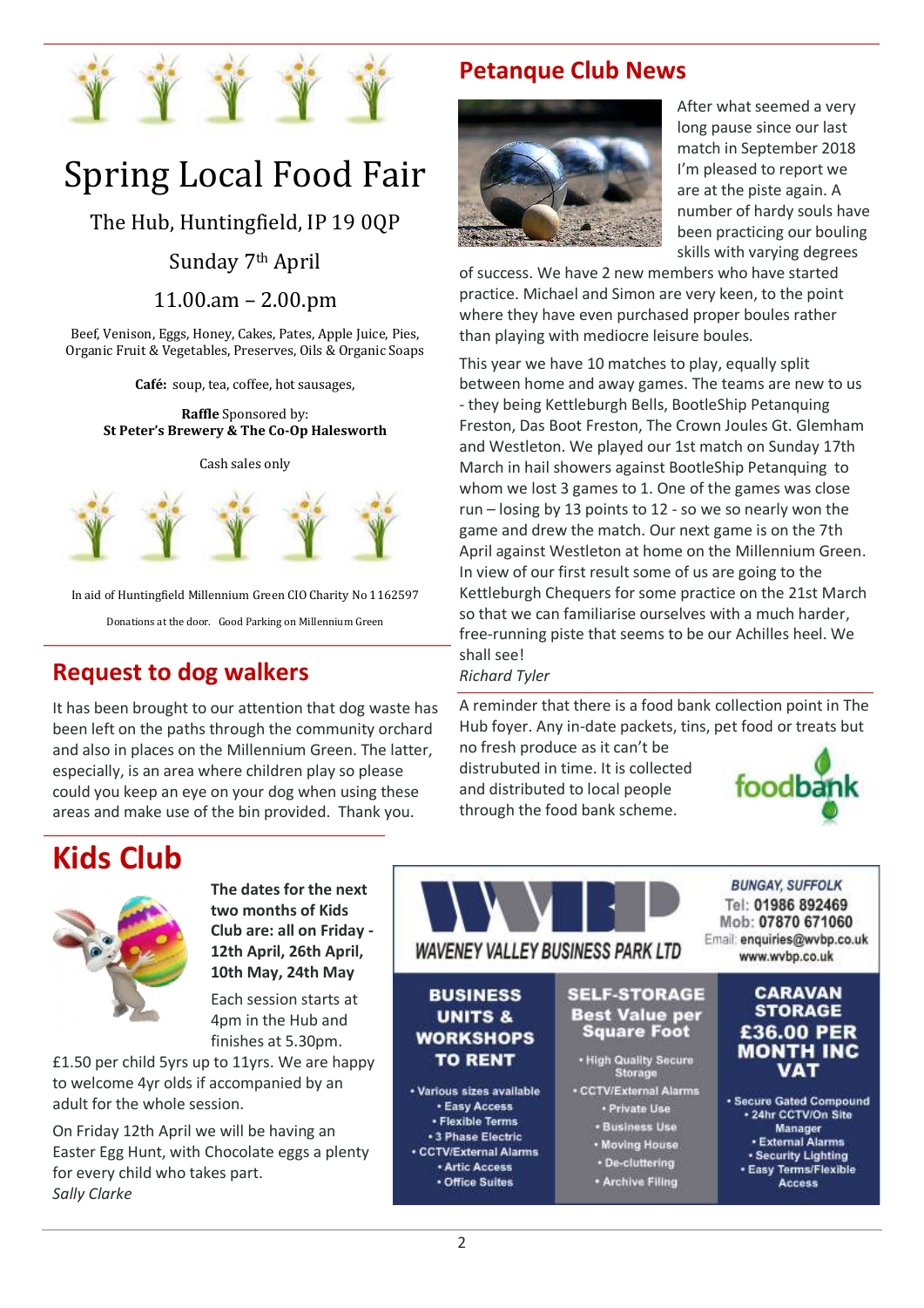# Spring Local Food Fair

The Hub, Huntingfield, IP 19 0QP

Sunday 7th April

11.00.am – 2.00.pm

Beef, Venison, Eggs, Honey, Cakes, Pates, Apple Juice, Pies, Organic Fruit & Vegetables, Preserves, Oils & Organic Soaps

**Café:** soup, tea, coffee, hot sausages,

**Raffle** Sponsored by:
**St Peter's Brewery & The Co-Op Halesworth**

Cash sales only

In aid of Huntingfield Millennium Green CIO Charity No 1162597

Donations at the door. Good Parking on Millennium Green

## Request to dog walkers

It has been brought to our attention that dog waste has been left on the paths through the community orchard and also in places on the Millennium Green. The latter, especially, is an area where children play so please could you keep an eye on your dog when using these areas and make use of the bin provided. Thank you.

## Petanque Club News

After what seemed a very long pause since our last match in September 2018 I'm pleased to report we are at the piste again. A number of hardy souls have been practicing our bouling skills with varying degrees of success. We have 2 new members who have started practice. Michael and Simon are very keen, to the point where they have even purchased proper boules rather than playing with mediocre leisure boules.

This year we have 10 matches to play, equally split between home and away games. The teams are new to us - they being Kettleburgh Bells, BootleShip Petanquing Freston, Das Boot Freston, The Crown Joules Gt. Glemham and Westleton. We played our 1st match on Sunday 17th March in hail showers against BootleShip Petanquing to whom we lost 3 games to 1. One of the games was close run – losing by 13 points to 12 - so we so nearly won the game and drew the match. Our next game is on the 7th April against Westleton at home on the Millennium Green. In view of our first result some of us are going to the Kettleburgh Chequers for some practice on the 21st March so that we can familiarise ourselves with a much harder, free-running piste that seems to be our Achilles heel. We shall see!

*Richard Tyler*

A reminder that there is a food bank collection point in The Hub foyer. Any in-date packets, tins, pet food or treats but no fresh produce as it can't be distrubuted in time. It is collected and distributed to local people through the food bank scheme.

## Kids Club

**The dates for the next two months of Kids Club are: all on Friday - 12th April, 26th April, 10th May, 24th May**

Each session starts at 4pm in the Hub and finishes at 5.30pm.

£1.50 per child 5yrs up to 11yrs. We are happy to welcome 4yr olds if accompanied by an adult for the whole session.

On Friday 12th April we will be having an Easter Egg Hunt, with Chocolate eggs a plenty for every child who takes part.

*Sally Clarke*

**WAVENEY VALLEY BUSINESS PARK LTD**

BUNGAY, SUFFOLK
Tel: 01986 892469
Mob: 07870 671060
Email: enquiries@wvbp.co.uk
www.wvbp.co.uk

**BUSINESS UNITS & WORKSHOPS TO RENT**

- Various sizes available
- Easy Access
- Flexible Terms
- 3 Phase Electric
- CCTV/External Alarms
- Artic Access
- Office Suites

**SELF-STORAGE Best Value per Square Foot**

- High Quality Secure Storage
- CCTV/External Alarms
- Private Use
- Business Use
- Moving House
- De-cluttering
- Archive Filing

**CARAVAN STORAGE £36.00 PER MONTH INC VAT**

- Secure Gated Compound
- 24hr CCTV/On Site Manager
- External Alarms
- Security Lighting
- Easy Terms/Flexible Access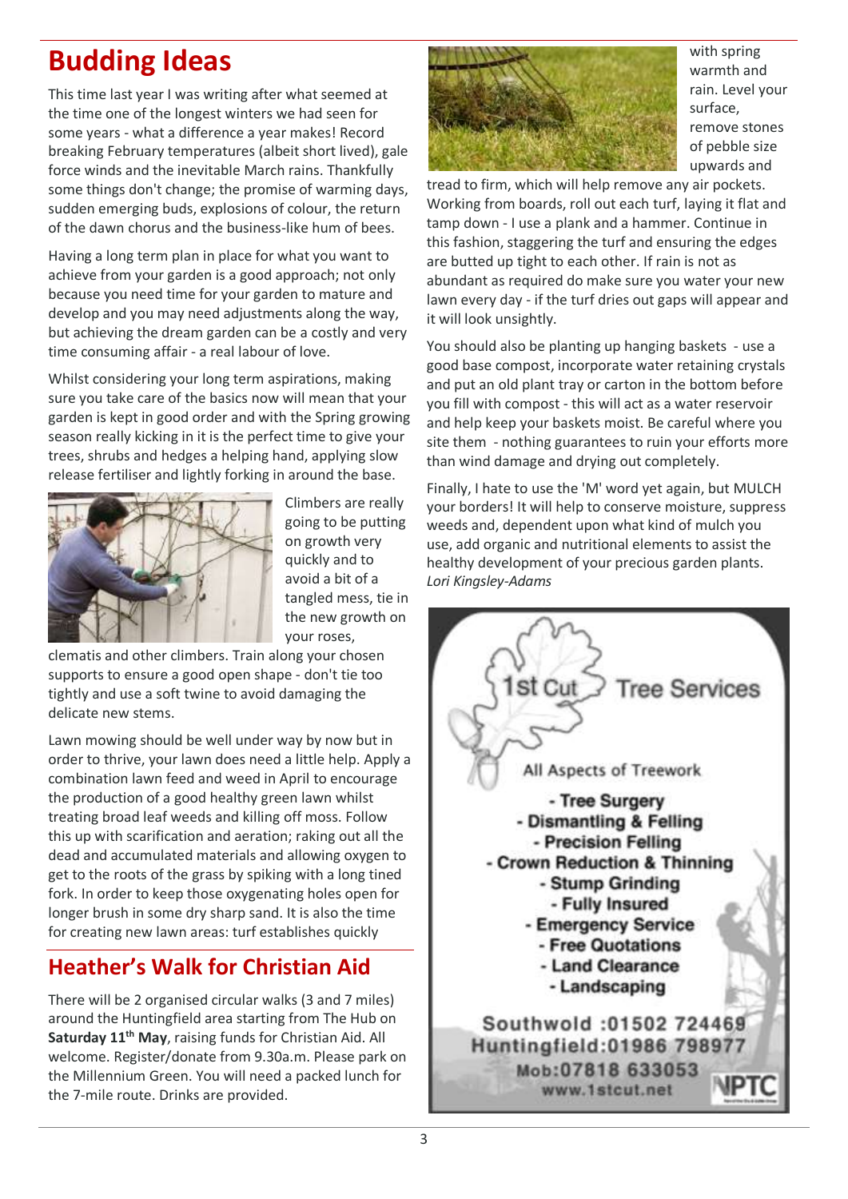# Budding Ideas

This time last year I was writing after what seemed at the time one of the longest winters we had seen for some years - what a difference a year makes! Record breaking February temperatures (albeit short lived), gale force winds and the inevitable March rains. Thankfully some things don't change; the promise of warming days, sudden emerging buds, explosions of colour, the return of the dawn chorus and the business-like hum of bees.

Having a long term plan in place for what you want to achieve from your garden is a good approach; not only because you need time for your garden to mature and develop and you may need adjustments along the way, but achieving the dream garden can be a costly and very time consuming affair - a real labour of love.

Whilst considering your long term aspirations, making sure you take care of the basics now will mean that your garden is kept in good order and with the Spring growing season really kicking in it is the perfect time to give your trees, shrubs and hedges a helping hand, applying slow release fertiliser and lightly forking in around the base.

Climbers are really going to be putting on growth very quickly and to avoid a bit of a tangled mess, tie in the new growth on your roses, clematis and other climbers. Train along your chosen supports to ensure a good open shape - don't tie too tightly and use a soft twine to avoid damaging the delicate new stems.

Lawn mowing should be well under way by now but in order to thrive, your lawn does need a little help. Apply a combination lawn feed and weed in April to encourage the production of a good healthy green lawn whilst treating broad leaf weeds and killing off moss. Follow this up with scarification and aeration; raking out all the dead and accumulated materials and allowing oxygen to get to the roots of the grass by spiking with a long tined fork. In order to keep those oxygenating holes open for longer brush in some dry sharp sand. It is also the time for creating new lawn areas: turf establishes quickly with spring warmth and rain. Level your surface, remove stones of pebble size upwards and tread to firm, which will help remove any air pockets. Working from boards, roll out each turf, laying it flat and tamp down - I use a plank and a hammer. Continue in this fashion, staggering the turf and ensuring the edges are butted up tight to each other. If rain is not as abundant as required do make sure you water your new lawn every day - if the turf dries out gaps will appear and it will look unsightly.

You should also be planting up hanging baskets - use a good base compost, incorporate water retaining crystals and put an old plant tray or carton in the bottom before you fill with compost - this will act as a water reservoir and help keep your baskets moist. Be careful where you site them - nothing guarantees to ruin your efforts more than wind damage and drying out completely.

Finally, I hate to use the 'M' word yet again, but MULCH your borders! It will help to conserve moisture, suppress weeds and, dependent upon what kind of mulch you use, add organic and nutritional elements to assist the healthy development of your precious garden plants.
*Lori Kingsley-Adams*

## Heather's Walk for Christian Aid

There will be 2 organised circular walks (3 and 7 miles) around the Huntingfield area starting from The Hub on **Saturday 11th May**, raising funds for Christian Aid. All welcome. Register/donate from 9.30a.m. Please park on the Millennium Green. You will need a packed lunch for the 7-mile route. Drinks are provided.

**1st Cut Tree Services**

All Aspects of Treework

- Tree Surgery
- Dismantling & Felling
- Precision Felling
- Crown Reduction & Thinning
- Stump Grinding
- Fully Insured
- Emergency Service
- Free Quotations
- Land Clearance
- Landscaping

Southwold :01502 724469
Huntingfield:01986 798977
Mob:07818 633053
www.1stcut.net

NPTC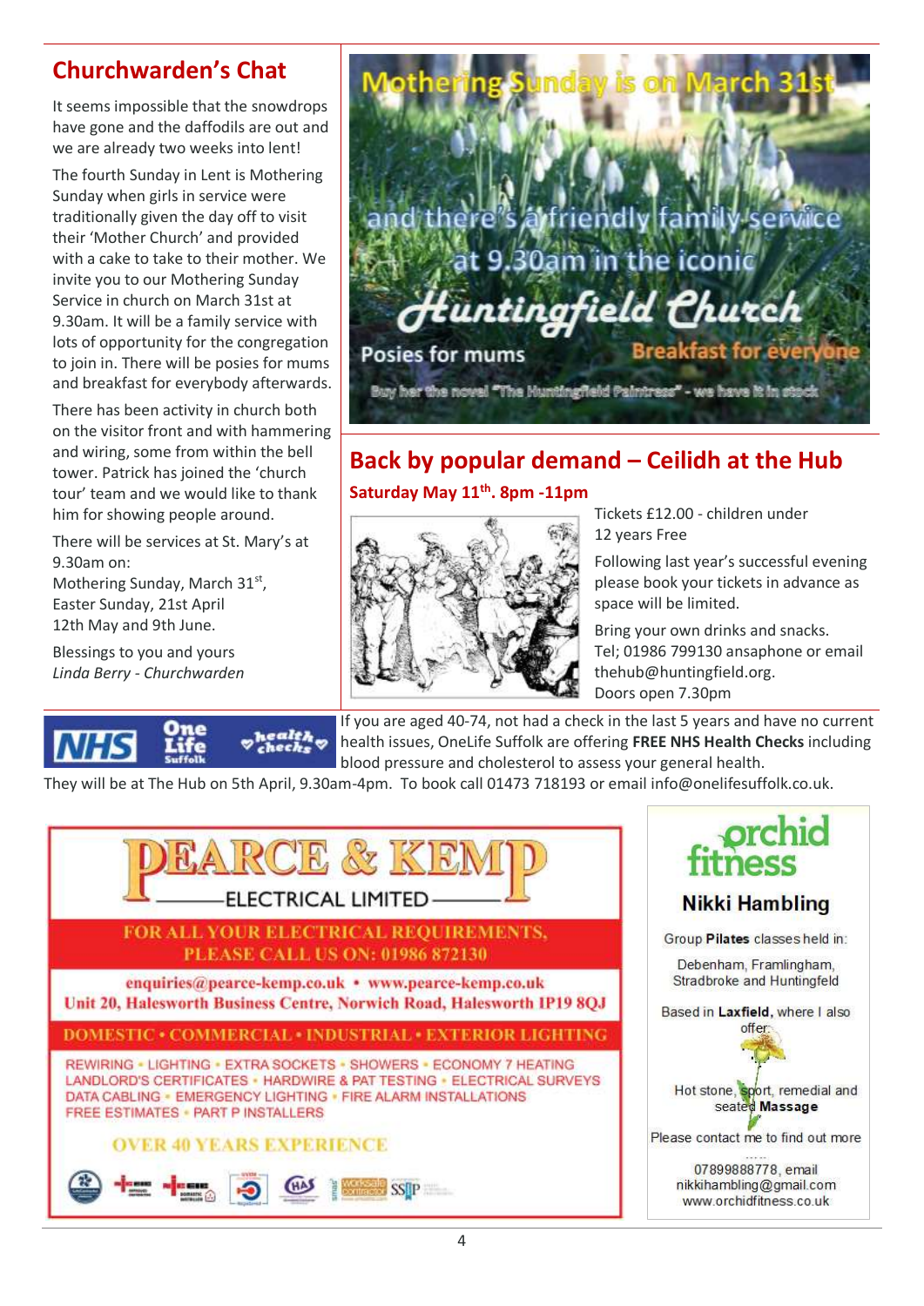## Churchwarden's Chat

It seems impossible that the snowdrops have gone and the daffodils are out and we are already two weeks into lent!

The fourth Sunday in Lent is Mothering Sunday when girls in service were traditionally given the day off to visit their 'Mother Church' and provided with a cake to take to their mother. We invite you to our Mothering Sunday Service in church on March 31st at 9.30am. It will be a family service with lots of opportunity for the congregation to join in. There will be posies for mums and breakfast for everybody afterwards.

There has been activity in church both on the visitor front and with hammering and wiring, some from within the bell tower. Patrick has joined the 'church tour' team and we would like to thank him for showing people around.

There will be services at St. Mary's at 9.30am on:
Mothering Sunday, March 31st,
Easter Sunday, 21st April
12th May and 9th June.

Blessings to you and yours
*Linda Berry - Churchwarden*

**Mothering Sunday is on March 31st**

and there's a friendly family service at 9.30am in the iconic

**Huntingfield Church**

Posies for mums — Breakfast for everyone

Buy her the novel "The Huntingfield Paintress" - we have it in stock

## Back by popular demand – Ceilidh at the Hub

**Saturday May 11th. 8pm -11pm**

Tickets £12.00 - children under 12 years Free

Following last year's successful evening please book your tickets in advance as space will be limited.

Bring your own drinks and snacks.
Tel; 01986 799130 ansaphone or email thehub@huntingfield.org.
Doors open 7.30pm

NHS One Life Suffolk health checks

If you are aged 40-74, not had a check in the last 5 years and have no current health issues, OneLife Suffolk are offering **FREE NHS Health Checks** including blood pressure and cholesterol to assess your general health.
They will be at The Hub on 5th April, 9.30am-4pm. To book call 01473 718193 or email info@onelifesuffolk.co.uk.

**PEARCE & KEMP ELECTRICAL LIMITED**

FOR ALL YOUR ELECTRICAL REQUIREMENTS, PLEASE CALL US ON: 01986 872130

enquiries@pearce-kemp.co.uk • www.pearce-kemp.co.uk
Unit 20, Halesworth Business Centre, Norwich Road, Halesworth IP19 8QJ

DOMESTIC • COMMERCIAL • INDUSTRIAL • EXTERIOR LIGHTING

REWIRING • LIGHTING • EXTRA SOCKETS • SHOWERS • ECONOMY 7 HEATING
LANDLORD'S CERTIFICATES • HARDWIRE & PAT TESTING • ELECTRICAL SURVEYS
DATA CABLING • EMERGENCY LIGHTING • FIRE ALARM INSTALLATIONS
FREE ESTIMATES • PART P INSTALLERS

OVER 40 YEARS EXPERIENCE

**orchid fitness**

**Nikki Hambling**

Group **Pilates** classes held in:

Debenham, Framlingham, Stradbroke and Huntingfield

Based in **Laxfield**, where I also offer:

Hot stone, sport, remedial and seated **Massage**

Please contact me to find out more

07899888778, email nikkihambling@gmail.com
www.orchidfitness.co.uk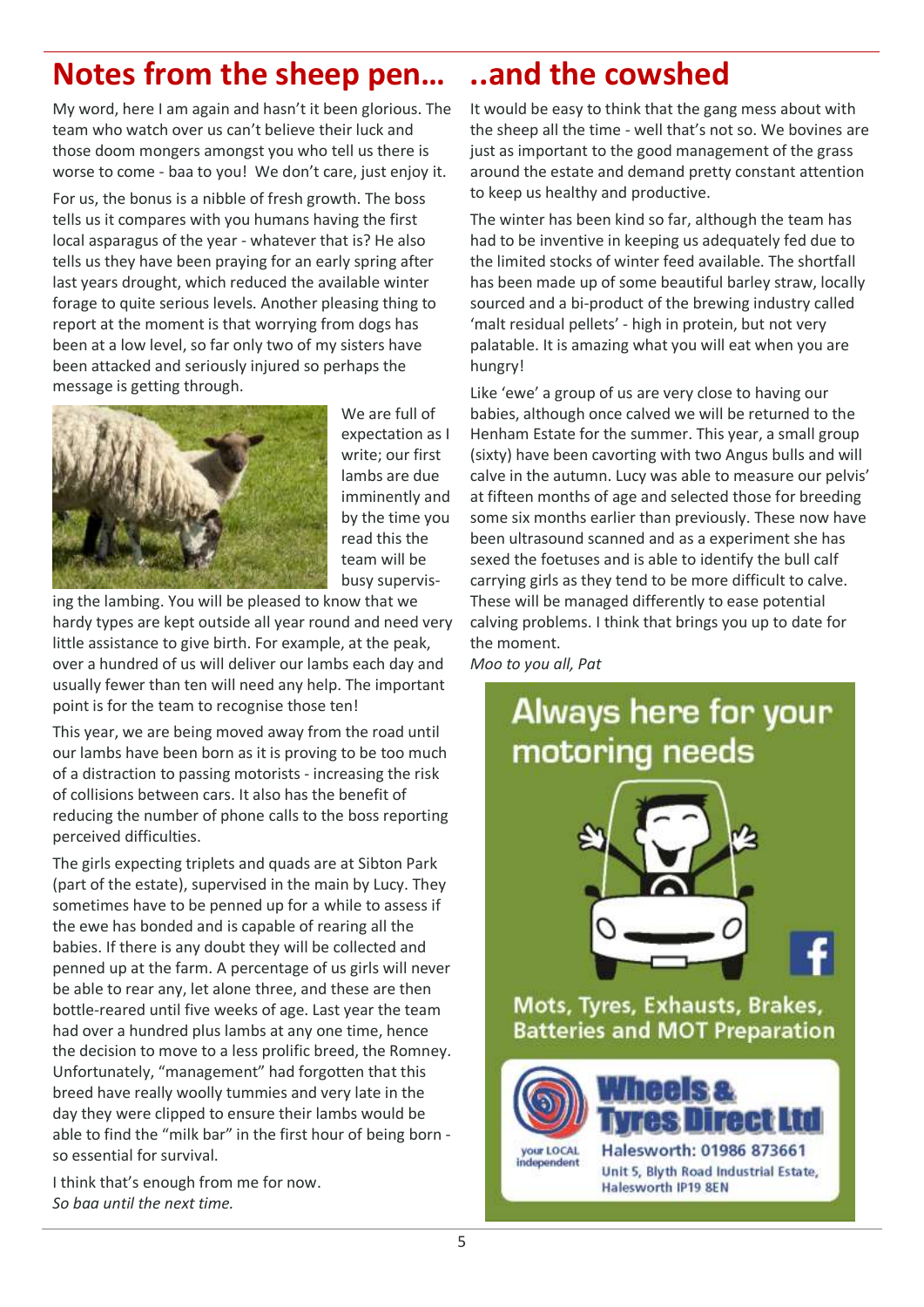# Notes from the sheep pen…

My word, here I am again and hasn't it been glorious. The team who watch over us can't believe their luck and those doom mongers amongst you who tell us there is worse to come - baa to you! We don't care, just enjoy it.

For us, the bonus is a nibble of fresh growth. The boss tells us it compares with you humans having the first local asparagus of the year - whatever that is? He also tells us they have been praying for an early spring after last years drought, which reduced the available winter forage to quite serious levels. Another pleasing thing to report at the moment is that worrying from dogs has been at a low level, so far only two of my sisters have been attacked and seriously injured so perhaps the message is getting through.

We are full of expectation as I write; our first lambs are due imminently and by the time you read this the team will be busy supervising the lambing. You will be pleased to know that we hardy types are kept outside all year round and need very little assistance to give birth. For example, at the peak, over a hundred of us will deliver our lambs each day and usually fewer than ten will need any help. The important point is for the team to recognise those ten!

This year, we are being moved away from the road until our lambs have been born as it is proving to be too much of a distraction to passing motorists - increasing the risk of collisions between cars. It also has the benefit of reducing the number of phone calls to the boss reporting perceived difficulties.

The girls expecting triplets and quads are at Sibton Park (part of the estate), supervised in the main by Lucy. They sometimes have to be penned up for a while to assess if the ewe has bonded and is capable of rearing all the babies. If there is any doubt they will be collected and penned up at the farm. A percentage of us girls will never be able to rear any, let alone three, and these are then bottle-reared until five weeks of age. Last year the team had over a hundred plus lambs at any one time, hence the decision to move to a less prolific breed, the Romney. Unfortunately, "management" had forgotten that this breed have really woolly tummies and very late in the day they were clipped to ensure their lambs would be able to find the "milk bar" in the first hour of being born - so essential for survival.

I think that's enough from me for now.
*So baa until the next time.*

# ..and the cowshed

It would be easy to think that the gang mess about with the sheep all the time - well that's not so. We bovines are just as important to the good management of the grass around the estate and demand pretty constant attention to keep us healthy and productive.

The winter has been kind so far, although the team has had to be inventive in keeping us adequately fed due to the limited stocks of winter feed available. The shortfall has been made up of some beautiful barley straw, locally sourced and a bi-product of the brewing industry called 'malt residual pellets' - high in protein, but not very palatable. It is amazing what you will eat when you are hungry!

Like 'ewe' a group of us are very close to having our babies, although once calved we will be returned to the Henham Estate for the summer. This year, a small group (sixty) have been cavorting with two Angus bulls and will calve in the autumn. Lucy was able to measure our pelvis' at fifteen months of age and selected those for breeding some six months earlier than previously. These now have been ultrasound scanned and as a experiment she has sexed the foetuses and is able to identify the bull calf carrying girls as they tend to be more difficult to calve. These will be managed differently to ease potential calving problems. I think that brings you up to date for the moment.
*Moo to you all, Pat*

**Always here for your motoring needs**

**Mots, Tyres, Exhausts, Brakes, Batteries and MOT Preparation**

**Wheels & Tyres Direct Ltd**
your LOCAL independent
Halesworth: 01986 873661
Unit 5, Blyth Road Industrial Estate, Halesworth IP19 8EN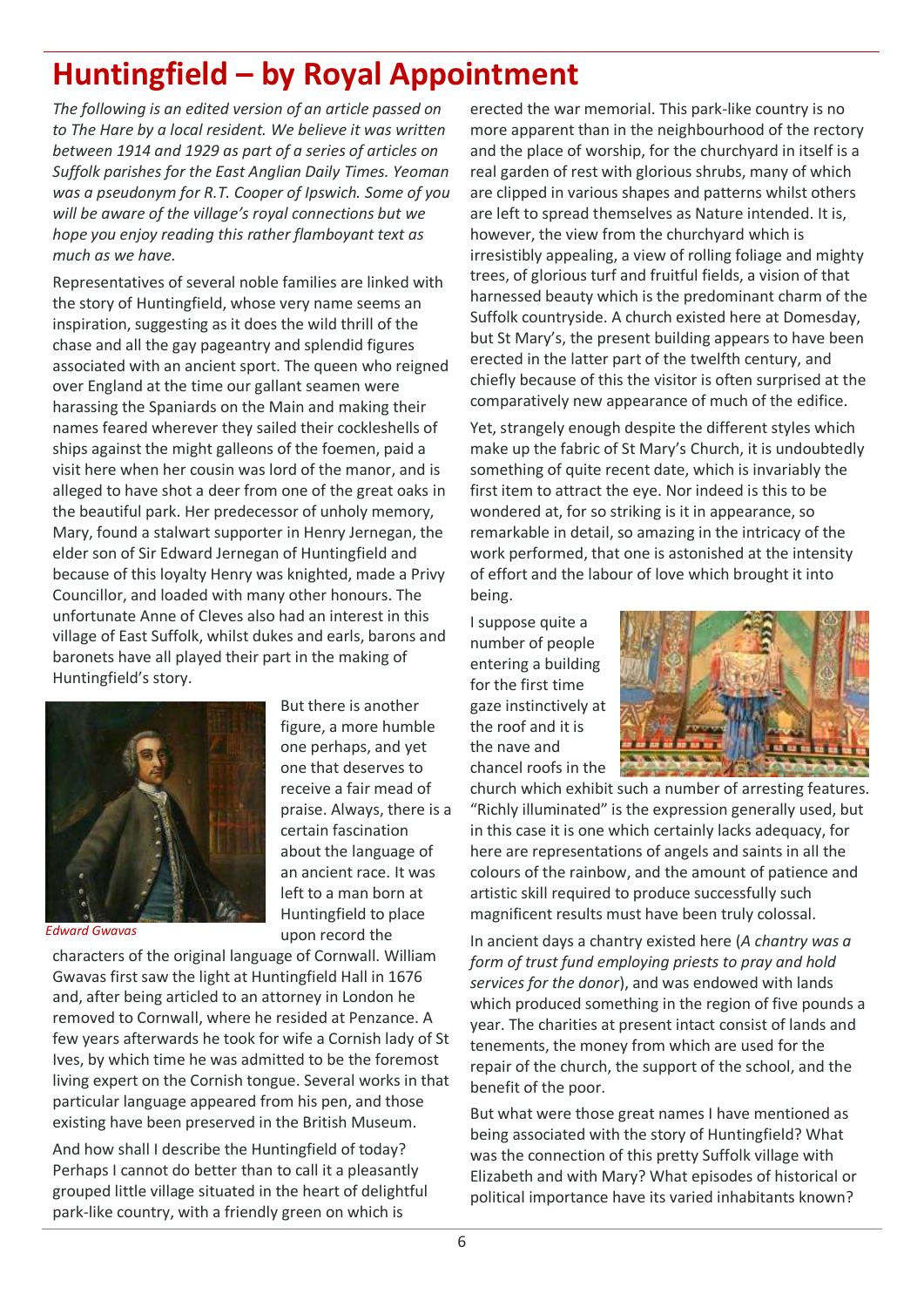# Huntingfield – by Royal Appointment

*The following is an edited version of an article passed on to The Hare by a local resident. We believe it was written between 1914 and 1929 as part of a series of articles on Suffolk parishes for the East Anglian Daily Times. Yeoman was a pseudonym for R.T. Cooper of Ipswich. Some of you will be aware of the village's royal connections but we hope you enjoy reading this rather flamboyant text as much as we have.*

Representatives of several noble families are linked with the story of Huntingfield, whose very name seems an inspiration, suggesting as it does the wild thrill of the chase and all the gay pageantry and splendid figures associated with an ancient sport. The queen who reigned over England at the time our gallant seamen were harassing the Spaniards on the Main and making their names feared wherever they sailed their cockleshells of ships against the might galleons of the foemen, paid a visit here when her cousin was lord of the manor, and is alleged to have shot a deer from one of the great oaks in the beautiful park. Her predecessor of unholy memory, Mary, found a stalwart supporter in Henry Jernegan, the elder son of Sir Edward Jernegan of Huntingfield and because of this loyalty Henry was knighted, made a Privy Councillor, and loaded with many other honours. The unfortunate Anne of Cleves also had an interest in this village of East Suffolk, whilst dukes and earls, barons and baronets have all played their part in the making of Huntingfield's story.

*Edward Gwavas*

But there is another figure, a more humble one perhaps, and yet one that deserves to receive a fair mead of praise. Always, there is a certain fascination about the language of an ancient race. It was left to a man born at Huntingfield to place upon record the characters of the original language of Cornwall. William Gwavas first saw the light at Huntingfield Hall in 1676 and, after being articled to an attorney in London he removed to Cornwall, where he resided at Penzance. A few years afterwards he took for wife a Cornish lady of St Ives, by which time he was admitted to be the foremost living expert on the Cornish tongue. Several works in that particular language appeared from his pen, and those existing have been preserved in the British Museum.

And how shall I describe the Huntingfield of today? Perhaps I cannot do better than to call it a pleasantly grouped little village situated in the heart of delightful park-like country, with a friendly green on which is erected the war memorial. This park-like country is no more apparent than in the neighbourhood of the rectory and the place of worship, for the churchyard in itself is a real garden of rest with glorious shrubs, many of which are clipped in various shapes and patterns whilst others are left to spread themselves as Nature intended. It is, however, the view from the churchyard which is irresistibly appealing, a view of rolling foliage and mighty trees, of glorious turf and fruitful fields, a vision of that harnessed beauty which is the predominant charm of the Suffolk countryside. A church existed here at Domesday, but St Mary's, the present building appears to have been erected in the latter part of the twelfth century, and chiefly because of this the visitor is often surprised at the comparatively new appearance of much of the edifice.

Yet, strangely enough despite the different styles which make up the fabric of St Mary's Church, it is undoubtedly something of quite recent date, which is invariably the first item to attract the eye. Nor indeed is this to be wondered at, for so striking is it in appearance, so remarkable in detail, so amazing in the intricacy of the work performed, that one is astonished at the intensity of effort and the labour of love which brought it into being.

I suppose quite a number of people entering a building for the first time gaze instinctively at the roof and it is the nave and chancel roofs in the church which exhibit such a number of arresting features. "Richly illuminated" is the expression generally used, but in this case it is one which certainly lacks adequacy, for here are representations of angels and saints in all the colours of the rainbow, and the amount of patience and artistic skill required to produce successfully such magnificent results must have been truly colossal.

In ancient days a chantry existed here (*A chantry was a form of trust fund employing priests to pray and hold services for the donor*), and was endowed with lands which produced something in the region of five pounds a year. The charities at present intact consist of lands and tenements, the money from which are used for the repair of the church, the support of the school, and the benefit of the poor.

But what were those great names I have mentioned as being associated with the story of Huntingfield? What was the connection of this pretty Suffolk village with Elizabeth and with Mary? What episodes of historical or political importance have its varied inhabitants known?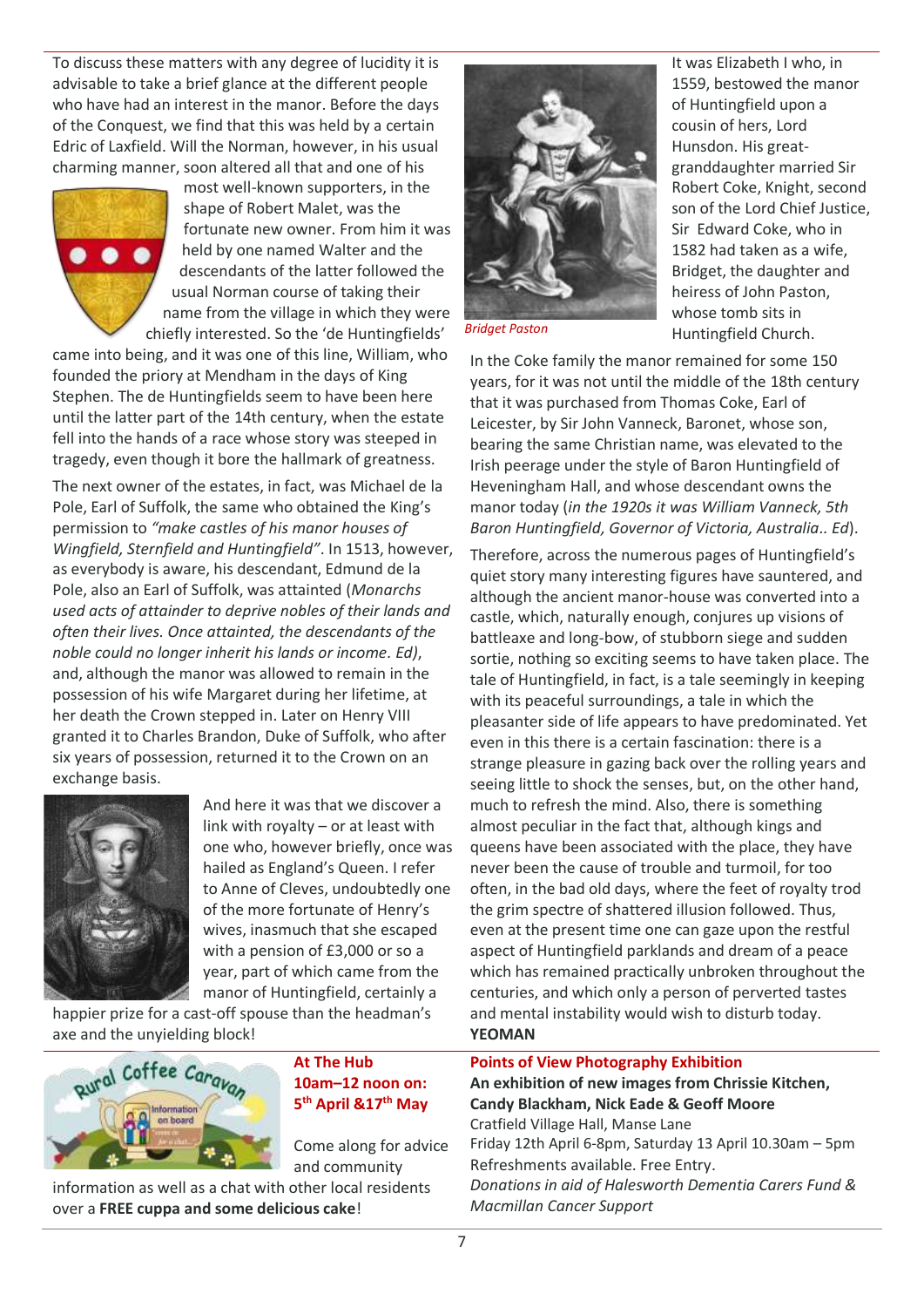To discuss these matters with any degree of lucidity it is advisable to take a brief glance at the different people who have had an interest in the manor. Before the days of the Conquest, we find that this was held by a certain Edric of Laxfield. Will the Norman, however, in his usual charming manner, soon altered all that and one of his most well-known supporters, in the shape of Robert Malet, was the fortunate new owner. From him it was held by one named Walter and the descendants of the latter followed the usual Norman course of taking their name from the village in which they were chiefly interested. So the 'de Huntingfields' came into being, and it was one of this line, William, who founded the priory at Mendham in the days of King Stephen. The de Huntingfields seem to have been here until the latter part of the 14th century, when the estate fell into the hands of a race whose story was steeped in tragedy, even though it bore the hallmark of greatness.

The next owner of the estates, in fact, was Michael de la Pole, Earl of Suffolk, the same who obtained the King's permission to *"make castles of his manor houses of Wingfield, Sternfield and Huntingfield"*. In 1513, however, as everybody is aware, his descendant, Edmund de la Pole, also an Earl of Suffolk, was attainted (*Monarchs used acts of attainder to deprive nobles of their lands and often their lives. Once attainted, the descendants of the noble could no longer inherit his lands or income. Ed)*, and, although the manor was allowed to remain in the possession of his wife Margaret during her lifetime, at her death the Crown stepped in. Later on Henry VIII granted it to Charles Brandon, Duke of Suffolk, who after six years of possession, returned it to the Crown on an exchange basis.

And here it was that we discover a link with royalty – or at least with one who, however briefly, once was hailed as England's Queen. I refer to Anne of Cleves, undoubtedly one of the more fortunate of Henry's wives, inasmuch that she escaped with a pension of £3,000 or so a year, part of which came from the manor of Huntingfield, certainly a happier prize for a cast-off spouse than the headman's axe and the unyielding block!

It was Elizabeth I who, in 1559, bestowed the manor of Huntingfield upon a cousin of hers, Lord Hunsdon. His great-granddaughter married Sir Robert Coke, Knight, second son of the Lord Chief Justice, Sir Edward Coke, who in 1582 had taken as a wife, Bridget, the daughter and heiress of John Paston, whose tomb sits in Huntingfield Church.

*Bridget Paston*

In the Coke family the manor remained for some 150 years, for it was not until the middle of the 18th century that it was purchased from Thomas Coke, Earl of Leicester, by Sir John Vanneck, Baronet, whose son, bearing the same Christian name, was elevated to the Irish peerage under the style of Baron Huntingfield of Heveningham Hall, and whose descendant owns the manor today (*in the 1920s it was William Vanneck, 5th Baron Huntingfield, Governor of Victoria, Australia.. Ed*).

Therefore, across the numerous pages of Huntingfield's quiet story many interesting figures have sauntered, and although the ancient manor-house was converted into a castle, which, naturally enough, conjures up visions of battleaxe and long-bow, of stubborn siege and sudden sortie, nothing so exciting seems to have taken place. The tale of Huntingfield, in fact, is a tale seemingly in keeping with its peaceful surroundings, a tale in which the pleasanter side of life appears to have predominated. Yet even in this there is a certain fascination: there is a strange pleasure in gazing back over the rolling years and seeing little to shock the senses, but, on the other hand, much to refresh the mind. Also, there is something almost peculiar in the fact that, although kings and queens have been associated with the place, they have never been the cause of trouble and turmoil, for too often, in the bad old days, where the feet of royalty trod the grim spectre of shattered illusion followed. Thus, even at the present time one can gaze upon the restful aspect of Huntingfield parklands and dream of a peace which has remained practically unbroken throughout the centuries, and which only a person of perverted tastes and mental instability would wish to disturb today.

**YEOMAN**

---

**At The Hub**
**10am–12 noon on: 5th April &17th May**

Come along for advice and community information as well as a chat with other local residents over a **FREE cuppa and some delicious cake**!

---

**Points of View Photography Exhibition**

**An exhibition of new images from Chrissie Kitchen, Candy Blackham, Nick Eade & Geoff Moore**

Cratfield Village Hall, Manse Lane
Friday 12th April 6-8pm, Saturday 13 April 10.30am – 5pm
Refreshments available. Free Entry.
*Donations in aid of Halesworth Dementia Carers Fund & Macmillan Cancer Support*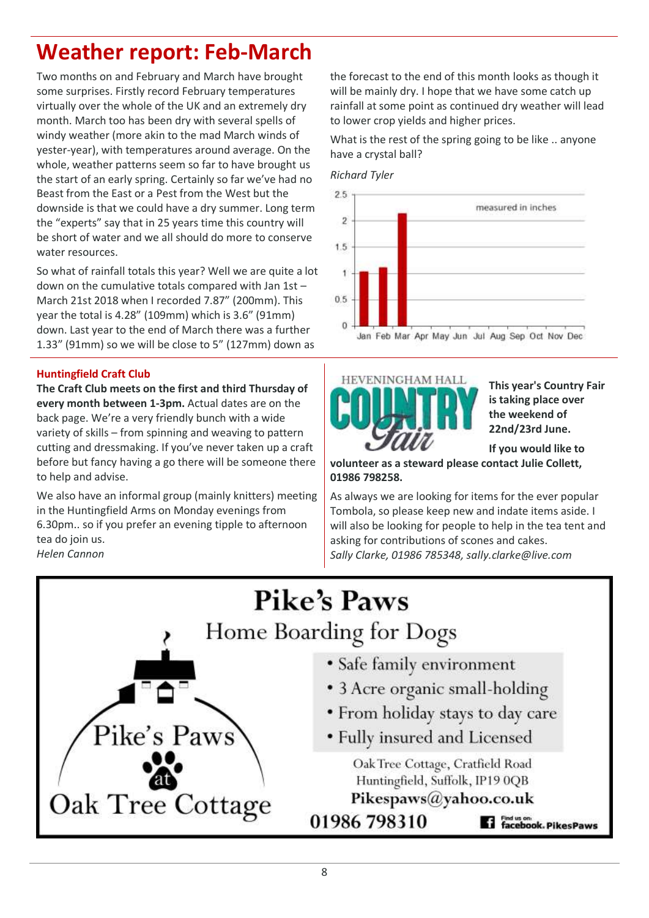# Weather report: Feb-March

Two months on and February and March have brought some surprises. Firstly record February temperatures virtually over the whole of the UK and an extremely dry month. March too has been dry with several spells of windy weather (more akin to the mad March winds of yester-year), with temperatures around average. On the whole, weather patterns seem so far to have brought us the start of an early spring. Certainly so far we've had no Beast from the East or a Pest from the West but the downside is that we could have a dry summer. Long term the "experts" say that in 25 years time this country will be short of water and we all should do more to conserve water resources.

So what of rainfall totals this year? Well we are quite a lot down on the cumulative totals compared with Jan 1st – March 21st 2018 when I recorded 7.87" (200mm). This year the total is 4.28" (109mm) which is 3.6" (91mm) down. Last year to the end of March there was a further 1.33" (91mm) so we will be close to 5" (127mm) down as the forecast to the end of this month looks as though it will be mainly dry. I hope that we have some catch up rainfall at some point as continued dry weather will lead to lower crop yields and higher prices.

What is the rest of the spring going to be like .. anyone have a crystal ball?

*Richard Tyler*

measured in inches

| Month | Rainfall (inches) |
|---|---|
| Jan | ~1.05 |
| Feb | ~1.1 |
| Mar | ~2.15 |
| Apr | |
| May | |
| Jun | |
| Jul | |
| Aug | |
| Sep | |
| Oct | |
| Nov | |
| Dec | |

## Huntingfield Craft Club

**The Craft Club meets on the first and third Thursday of every month between 1-3pm.** Actual dates are on the back page. We're a very friendly bunch with a wide variety of skills – from spinning and weaving to pattern cutting and dressmaking. If you've never taken up a craft before but fancy having a go there will be someone there to help and advise.

We also have an informal group (mainly knitters) meeting in the Huntingfield Arms on Monday evenings from 6.30pm.. so if you prefer an evening tipple to afternoon tea do join us.

*Helen Cannon*

## Heveningham Hall Country Fair

**This year's Country Fair is taking place over the weekend of 22nd/23rd June.**

**If you would like to volunteer as a steward please contact Julie Collett, 01986 798258.**

As always we are looking for items for the ever popular Tombola, so please keep new and indate items aside. I will also be looking for people to help in the tea tent and asking for contributions of scones and cakes.

*Sally Clarke, 01986 785348, sally.clarke@live.com*

---

# Pike's Paws

## Home Boarding for Dogs

Pike's Paws at Oak Tree Cottage

- Safe family environment
- 3 Acre organic small-holding
- From holiday stays to day care
- Fully insured and Licensed

Oak Tree Cottage, Cratfield Road
Huntingfield, Suffolk, IP19 0QB
**Pikespaws@yahoo.co.uk**

**01986 798310**

Find us on: facebook. PikesPaws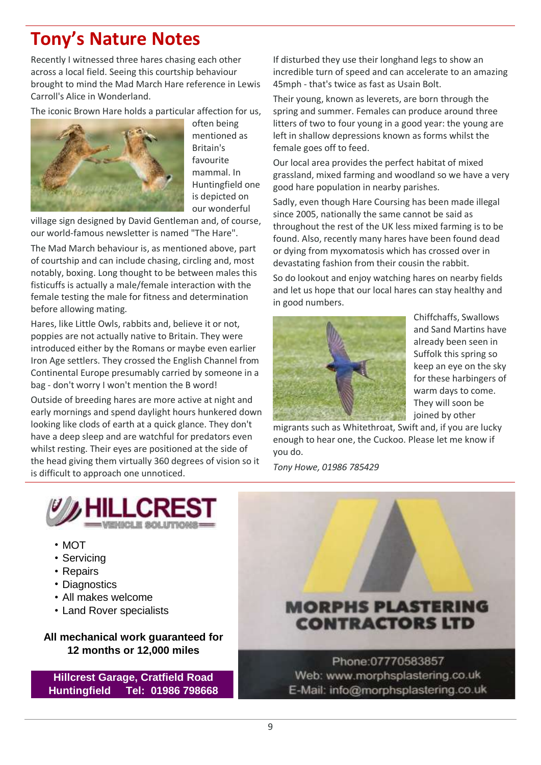# Tony's Nature Notes

Recently I witnessed three hares chasing each other across a local field. Seeing this courtship behaviour brought to mind the Mad March Hare reference in Lewis Carroll's Alice in Wonderland.

The iconic Brown Hare holds a particular affection for us, often being mentioned as Britain's favourite mammal. In Huntingfield one is depicted on our wonderful village sign designed by David Gentleman and, of course, our world-famous newsletter is named "The Hare".

The Mad March behaviour is, as mentioned above, part of courtship and can include chasing, circling and, most notably, boxing. Long thought to be between males this fisticuffs is actually a male/female interaction with the female testing the male for fitness and determination before allowing mating.

Hares, like Little Owls, rabbits and, believe it or not, poppies are not actually native to Britain. They were introduced either by the Romans or maybe even earlier Iron Age settlers. They crossed the English Channel from Continental Europe presumably carried by someone in a bag - don't worry I won't mention the B word!

Outside of breeding hares are more active at night and early mornings and spend daylight hours hunkered down looking like clods of earth at a quick glance. They don't have a deep sleep and are watchful for predators even whilst resting. Their eyes are positioned at the side of the head giving them virtually 360 degrees of vision so it is difficult to approach one unnoticed.

If disturbed they use their longhand legs to show an incredible turn of speed and can accelerate to an amazing 45mph - that's twice as fast as Usain Bolt.

Their young, known as leverets, are born through the spring and summer. Females can produce around three litters of two to four young in a good year: the young are left in shallow depressions known as forms whilst the female goes off to feed.

Our local area provides the perfect habitat of mixed grassland, mixed farming and woodland so we have a very good hare population in nearby parishes.

Sadly, even though Hare Coursing has been made illegal since 2005, nationally the same cannot be said as throughout the rest of the UK less mixed farming is to be found. Also, recently many hares have been found dead or dying from myxomatosis which has crossed over in devastating fashion from their cousin the rabbit.

So do lookout and enjoy watching hares on nearby fields and let us hope that our local hares can stay healthy and in good numbers.

Chiffchaffs, Swallows and Sand Martins have already been seen in Suffolk this spring so keep an eye on the sky for these harbingers of warm days to come. They will soon be joined by other migrants such as Whitethroat, Swift and, if you are lucky enough to hear one, the Cuckoo. Please let me know if you do.

*Tony Howe, 01986 785429*

---

**HILLCREST VEHICLE SOLUTIONS**

- MOT
- Servicing
- Repairs
- Diagnostics
- All makes welcome
- Land Rover specialists

**All mechanical work guaranteed for 12 months or 12,000 miles**

**Hillcrest Garage, Cratfield Road Huntingfield Tel: 01986 798668**

---

**MORPHS PLASTERING CONTRACTORS LTD**

Phone:07770583857
Web: www.morphsplastering.co.uk
E-Mail: info@morphsplastering.co.uk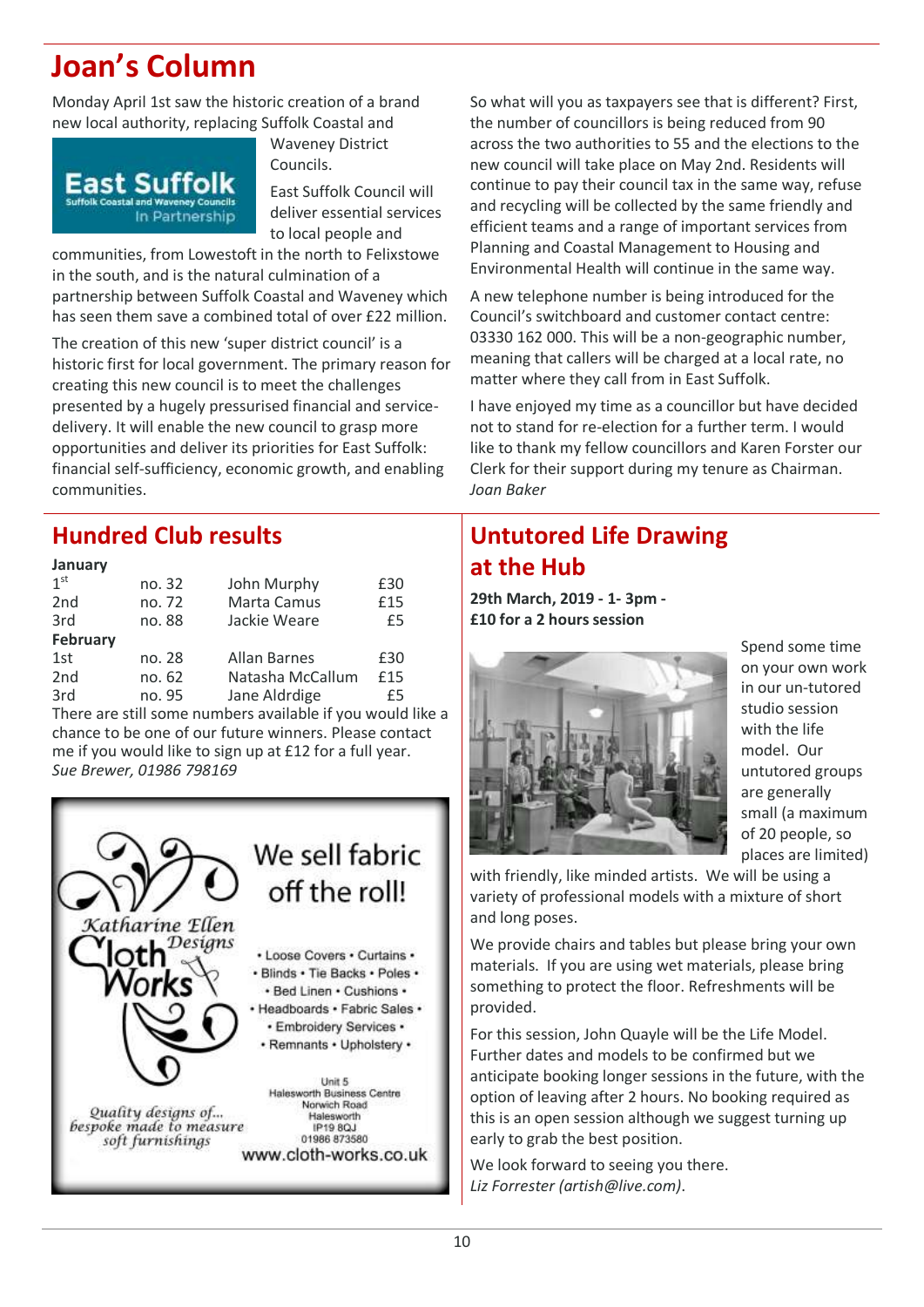# Joan's Column

Monday April 1st saw the historic creation of a brand new local authority, replacing Suffolk Coastal and Waveney District Councils.

East Suffolk Council will deliver essential services to local people and communities, from Lowestoft in the north to Felixstowe in the south, and is the natural culmination of a partnership between Suffolk Coastal and Waveney which has seen them save a combined total of over £22 million.

The creation of this new 'super district council' is a historic first for local government. The primary reason for creating this new council is to meet the challenges presented by a hugely pressurised financial and service-delivery. It will enable the new council to grasp more opportunities and deliver its priorities for East Suffolk: financial self-sufficiency, economic growth, and enabling communities.

So what will you as taxpayers see that is different? First, the number of councillors is being reduced from 90 across the two authorities to 55 and the elections to the new council will take place on May 2nd. Residents will continue to pay their council tax in the same way, refuse and recycling will be collected by the same friendly and efficient teams and a range of important services from Planning and Coastal Management to Housing and Environmental Health will continue in the same way.

A new telephone number is being introduced for the Council's switchboard and customer contact centre: 03330 162 000. This will be a non-geographic number, meaning that callers will be charged at a local rate, no matter where they call from in East Suffolk.

I have enjoyed my time as a councillor but have decided not to stand for re-election for a further term. I would like to thank my fellow councillors and Karen Forster our Clerk for their support during my tenure as Chairman.

*Joan Baker*

## Hundred Club results

| | | | |
|---|---|---|---|
| **January** | | | |
| 1st | no. 32 | John Murphy | £30 |
| 2nd | no. 72 | Marta Camus | £15 |
| 3rd | no. 88 | Jackie Weare | £5 |
| **February** | | | |
| 1st | no. 28 | Allan Barnes | £30 |
| 2nd | no. 62 | Natasha McCallum | £15 |
| 3rd | no. 95 | Jane Aldrdige | £5 |

There are still some numbers available if you would like a chance to be one of our future winners. Please contact me if you would like to sign up at £12 for a full year.

*Sue Brewer, 01986 798169*

Katharine Ellen Designs Cloth Works

We sell fabric off the roll!

• Loose Covers • Curtains • Blinds • Tie Backs • Poles • Bed Linen • Cushions • Headboards • Fabric Sales • Embroidery Services • Remnants • Upholstery •

Quality designs of... bespoke made to measure soft furnishings

Unit 5
Halesworth Business Centre
Norwich Road
Halesworth
IP19 8QJ
01986 873580
www.cloth-works.co.uk

## Untutored Life Drawing at the Hub

**29th March, 2019 - 1- 3pm - £10 for a 2 hours session**

Spend some time on your own work in our un-tutored studio session with the life model. Our untutored groups are generally small (a maximum of 20 people, so places are limited) with friendly, like minded artists. We will be using a variety of professional models with a mixture of short and long poses.

We provide chairs and tables but please bring your own materials. If you are using wet materials, please bring something to protect the floor. Refreshments will be provided.

For this session, John Quayle will be the Life Model. Further dates and models to be confirmed but we anticipate booking longer sessions in the future, with the option of leaving after 2 hours. No booking required as this is an open session although we suggest turning up early to grab the best position.

We look forward to seeing you there.

*Liz Forrester (artish@live.com)*.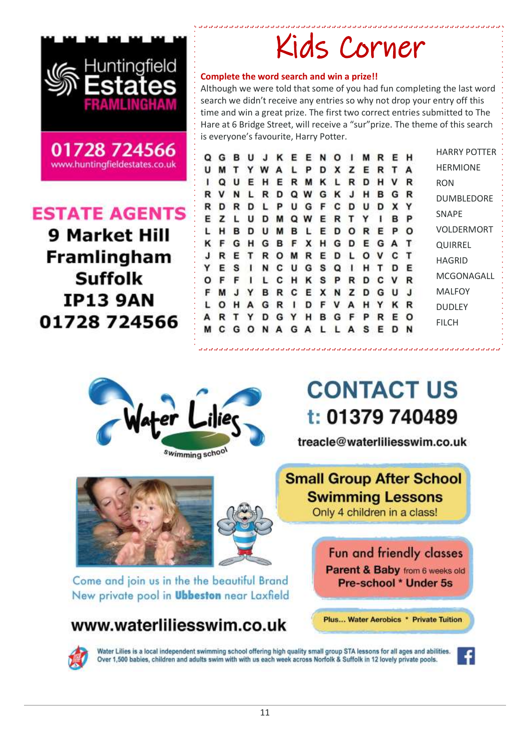Huntingfield Estates FRAMLINGHAM

01728 724566
www.huntingfieldestates.co.uk

**ESTATE AGENTS**
**9 Market Hill**
**Framlingham**
**Suffolk**
**IP13 9AN**
**01728 724566**

# Kids Corner

**Complete the word search and win a prize!!**

Although we were told that some of you had fun completing the last word search we didn't receive any entries so why not drop your entry off this time and win a great prize. The first two correct entries submitted to The Hare at 6 Bridge Street, will receive a "sur"prize. The theme of this search is everyone's favourite, Harry Potter.

```
Q G B U J K E E N O I M R E H
U M T Y W A L P D X Z E R T A
I Q U E H E R M K L R D H V R
R V N L R D Q W G K J H B G R
R D R D L P U G F C D U D X Y
E Z L U D M Q W E R T Y I B P
L H B D U M B L E D O R E P O
K F G H G B F X H G D E G A T
J R E T R O M R E D L O V C T
Y E S I N C U G S Q I H T D E
O F F I L C H K S P R D C V R
F M J Y B R C E X N Z D G U J
L O H A G R I D F V A H Y K R
A R T Y D G Y H B G F P R E O
M C G O N A G A L L A S E D N
```

HARRY POTTER
HERMIONE
RON
DUMBLEDORE
SNAPE
VOLDERMORT
QUIRREL
HAGRID
MCGONAGALL
MALFOY
DUDLEY
FILCH

Water Lilies swimming school

# CONTACT US
**t: 01379 740489**
treacle@waterliliesswim.co.uk

**Small Group After School Swimming Lessons**
Only 4 children in a class!

Come and join us in the the beautiful Brand New private pool in **Ubbeston** near Laxfield

**Fun and friendly classes**
**Parent & Baby** from 6 weeks old
**Pre-school * Under 5s**

**www.waterliliesswim.co.uk**

**Plus... Water Aerobics * Private Tuition**

Water Lilies is a local independent swimming school offering high quality small group STA lessons for all ages and abilities. Over 1,500 babies, children and adults swim with with us each week across Norfolk & Suffolk in 12 lovely private pools.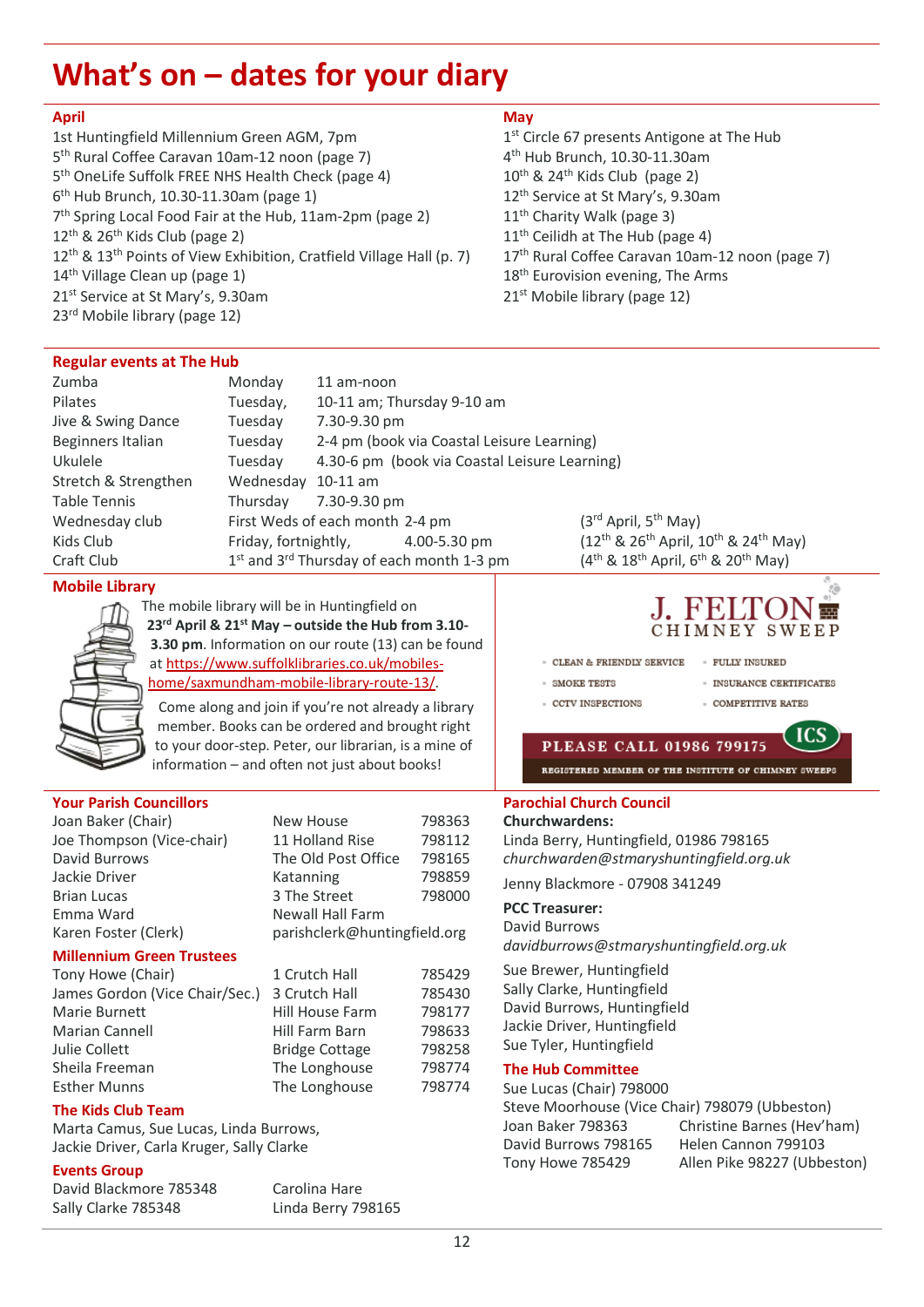# What's on – dates for your diary

## April

1st Huntingfield Millennium Green AGM, 7pm
5th Rural Coffee Caravan 10am-12 noon (page 7)
5th OneLife Suffolk FREE NHS Health Check (page 4)
6th Hub Brunch, 10.30-11.30am (page 1)
7th Spring Local Food Fair at the Hub, 11am-2pm (page 2)
12th & 26th Kids Club (page 2)
12th & 13th Points of View Exhibition, Cratfield Village Hall (p. 7)
14th Village Clean up (page 1)
21st Service at St Mary's, 9.30am
23rd Mobile library (page 12)

## May

1st Circle 67 presents Antigone at The Hub
4th Hub Brunch, 10.30-11.30am
10th & 24th Kids Club (page 2)
12th Service at St Mary's, 9.30am
11th Charity Walk (page 3)
11th Ceilidh at The Hub (page 4)
17th Rural Coffee Caravan 10am-12 noon (page 7)
18th Eurovision evening, The Arms
21st Mobile library (page 12)

## Regular events at The Hub

| | | | |
|---|---|---|---|
| Zumba | Monday | 11 am-noon | |
| Pilates | Tuesday, | 10-11 am; Thursday 9-10 am | |
| Jive & Swing Dance | Tuesday | 7.30-9.30 pm | |
| Beginners Italian | Tuesday | 2-4 pm (book via Coastal Leisure Learning) | |
| Ukulele | Tuesday | 4.30-6 pm (book via Coastal Leisure Learning) | |
| Stretch & Strengthen | Wednesday | 10-11 am | |
| Table Tennis | Thursday | 7.30-9.30 pm | |
| Wednesday club | First Weds of each month | 2-4 pm | (3rd April, 5th May) |
| Kids Club | Friday, fortnightly, | 4.00-5.30 pm | (12th & 26th April, 10th & 24th May) |
| Craft Club | 1st and 3rd Thursday of each month | 1-3 pm | (4th & 18th April, 6th & 20th May) |

## Mobile Library

The mobile library will be in Huntingfield on **23rd April & 21st May – outside the Hub from 3.10-3.30 pm**. Information on our route (13) can be found at https://www.suffolklibraries.co.uk/mobiles-home/saxmundham-mobile-library-route-13/.

Come along and join if you're not already a library member. Books can be ordered and brought right to your door-step. Peter, our librarian, is a mine of information – and often not just about books!

**J. FELTON CHIMNEY SWEEP**

- CLEAN & FRIENDLY SERVICE
- FULLY INSURED
- SMOKE TESTS
- INSURANCE CERTIFICATES
- CCTV INSPECTIONS
- COMPETITIVE RATES

ICS

PLEASE CALL 01986 799175

REGISTERED MEMBER OF THE INSTITUTE OF CHIMNEY SWEEPS

## Your Parish Councillors

| | | |
|---|---|---|
| Joan Baker (Chair) | New House | 798363 |
| Joe Thompson (Vice-chair) | 11 Holland Rise | 798112 |
| David Burrows | The Old Post Office | 798165 |
| Jackie Driver | Katanning | 798859 |
| Brian Lucas | 3 The Street | 798000 |
| Emma Ward | Newall Hall Farm | |
| Karen Foster (Clerk) | parishclerk@huntingfield.org | |

## Millennium Green Trustees

| | | |
|---|---|---|
| Tony Howe (Chair) | 1 Crutch Hall | 785429 |
| James Gordon (Vice Chair/Sec.) | 3 Crutch Hall | 785430 |
| Marie Burnett | Hill House Farm | 798177 |
| Marian Cannell | Hill Farm Barn | 798633 |
| Julie Collett | Bridge Cottage | 798258 |
| Sheila Freeman | The Longhouse | 798774 |
| Esther Munns | The Longhouse | 798774 |

## The Kids Club Team

Marta Camus, Sue Lucas, Linda Burrows, Jackie Driver, Carla Kruger, Sally Clarke

## Events Group

David Blackmore 785348
Sally Clarke 785348
Carolina Hare
Linda Berry 798165

## Parochial Church Council

**Churchwardens:**

Linda Berry, Huntingfield, 01986 798165
*churchwarden@stmaryshuntingfield.org.uk*

Jenny Blackmore - 07908 341249

**PCC Treasurer:**

David Burrows
*davidburrows@stmaryshuntingfield.org.uk*

Sue Brewer, Huntingfield
Sally Clarke, Huntingfield
David Burrows, Huntingfield
Jackie Driver, Huntingfield
Sue Tyler, Huntingfield

## The Hub Committee

Sue Lucas (Chair) 798000
Steve Moorhouse (Vice Chair) 798079 (Ubbeston)
Joan Baker 798363
David Burrows 798165
Tony Howe 785429
Christine Barnes (Hev'ham)
Helen Cannon 799103
Allen Pike 98227 (Ubbeston)